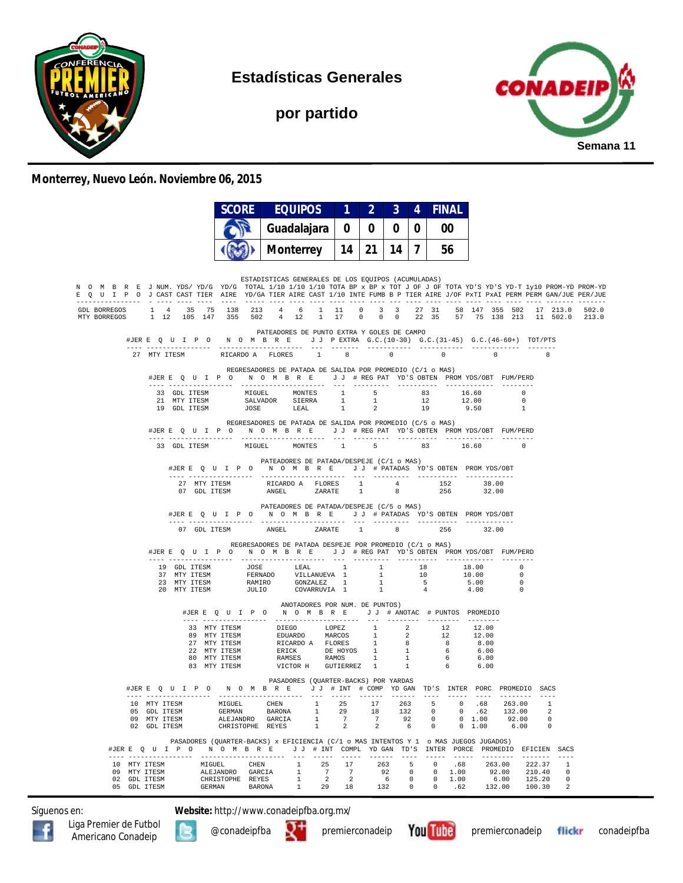# Estadísticas Generales

## por partido

Semana 11

**Monterrey, Nuevo León. Noviembre 06, 2015**

| SCORE | EQUIPOS | 1 | 2 | 3 | 4 | FINAL |
|---|---|---|---|---|---|---|
| | Guadalajara | 0 | 0 | 0 | 0 | 00 |
| | Monterrey | 14 | 21 | 14 | 7 | 56 |

### ESTADISTICAS GENERALES DE LOS EQUIPOS (ACUMULADAS)

| NOMBRE EQUIPO | J J | NUM. CAST | YDS/ CAST | YD/G TIER | YD/G AIRE | TOTAL YD/GA | 1/10 TIER | 1/10 AIRE | 1/10 CAST | TOTA 1/10 | BP x INTE | BP x FUMB | TOT B P | J OF TIER | J OF AIRE | TOTA J/OF | YD'S PxTI | YD'S PxAI | YD-T PERM | 1y10 PERM | PROM-YD GAN/JUE | PROM-YD PER/JUE |
|---|---|---|---|---|---|---|---|---|---|---|---|---|---|---|---|---|---|---|---|---|---|---|
| GDL BORREGOS | 1 | 4 | 35 | 75 | 138 | 213 | 4 | 6 | 1 | 11 | 0 | 3 | 3 | 27 | 31 | 58 | 147 | 355 | 502 | 17 | 213.0 | 502.0 |
| MTY BORREGOS | 1 | 12 | 105 | 147 | 355 | 502 | 4 | 12 | 1 | 17 | 0 | 0 | 0 | 22 | 35 | 57 | 75 | 138 | 213 | 11 | 502.0 | 213.0 |

### PATEADORES DE PUNTO EXTRA Y GOLES DE CAMPO

| #JER | EQUIPO | NOMBRE | | J J | P EXTRA | G.C.(10-30) | G.C.(31-45) | G.C.(46-60+) | TOT/PTS |
|---|---|---|---|---|---|---|---|---|---|
| 27 | MTY ITESM | RICARDO A | FLORES | 1 | 8 | 0 | 0 | 0 | 8 |

### REGRESADORES DE PATADA DE SALIDA POR PROMEDIO (C/1 o MAS)

| #JER | EQUIPO | NOMBRE | | J J | # REG PAT | YD'S OBTEN | PROM YDS/OBT | FUM/PERD |
|---|---|---|---|---|---|---|---|---|
| 33 | GDL ITESM | MIGUEL | MONTES | 1 | 5 | 83 | 16.60 | 0 |
| 21 | MTY ITESM | SALVADOR | SIERRA | 1 | 1 | 12 | 12.00 | 0 |
| 19 | GDL ITESM | JOSE | LEAL | 1 | 2 | 19 | 9.50 | 1 |

### REGRESADORES DE PATADA DE SALIDA POR PROMEDIO (C/5 o MAS)

| #JER | EQUIPO | NOMBRE | | J J | # REG PAT | YD'S OBTEN | PROM YDS/OBT | FUM/PERD |
|---|---|---|---|---|---|---|---|---|
| 33 | GDL ITESM | MIGUEL | MONTES | 1 | 5 | 83 | 16.60 | 0 |

### PATEADORES DE PATADA/DESPEJE (C/1 o MAS)

| #JER | EQUIPO | NOMBRE | | J J | # PATADAS | YD'S OBTEN | PROM YDS/OBT |
|---|---|---|---|---|---|---|---|
| 27 | MTY ITESM | RICARDO A | FLORES | 1 | 4 | 152 | 38.00 |
| 07 | GDL ITESM | ANGEL | ZARATE | 1 | 8 | 256 | 32.00 |

### PATEADORES DE PATADA/DESPEJE (C/5 o MAS)

| #JER | EQUIPO | NOMBRE | | J J | # PATADAS | YD'S OBTEN | PROM YDS/OBT |
|---|---|---|---|---|---|---|---|
| 07 | GDL ITESM | ANGEL | ZARATE | 1 | 8 | 256 | 32.00 |

### REGRESADORES DE PATADA DESPEJE POR PROMEDIO (C/1 o MAS)

| #JER | EQUIPO | NOMBRE | | J J | # REG PAT | YD'S OBTEN | PROM YDS/OBT | FUM/PERD |
|---|---|---|---|---|---|---|---|---|
| 19 | GDL ITESM | JOSE | LEAL | 1 | 1 | 18 | 18.00 | 0 |
| 37 | MTY ITESM | FERNADO | VILLANUEVA | 1 | 1 | 10 | 10.00 | 0 |
| 23 | MTY ITESM | RAMIRO | GONZALEZ | 1 | 1 | 5 | 5.00 | 0 |
| 20 | MTY ITESM | JULIO | COVARRUVIA | 1 | 1 | 4 | 4.00 | 0 |

### ANOTADORES POR NUM. DE PUNTOS)

| #JER | EQUIPO | NOMBRE | | J J | # ANOTAC | # PUNTOS | PROMEDIO |
|---|---|---|---|---|---|---|---|
| 33 | MTY ITESM | DIEGO | LOPEZ | 1 | 2 | 12 | 12.00 |
| 89 | MTY ITESM | EDUARDO | MARCOS | 1 | 2 | 12 | 12.00 |
| 27 | MTY ITESM | RICARDO A | FLORES | 1 | 8 | 8 | 8.00 |
| 22 | MTY ITESM | ERICK | DE HOYOS | 1 | 1 | 6 | 6.00 |
| 80 | MTY ITESM | RAMSES | RAMOS | 1 | 1 | 6 | 6.00 |
| 83 | MTY ITESM | VICTOR H | GUTIERREZ | 1 | 1 | 6 | 6.00 |

### PASADORES (QUARTER-BACKS) POR YARDAS

| #JER | EQUIPO | NOMBRE | | J J | # INT | # COMP | YD GAN | TD'S | INTER | PORC | PROMEDIO | SACS |
|---|---|---|---|---|---|---|---|---|---|---|---|---|
| 10 | MTY ITESM | MIGUEL | CHEN | 1 | 25 | 17 | 263 | 5 | 0 | .68 | 263.00 | 1 |
| 05 | GDL ITESM | GERMAN | BARONA | 1 | 29 | 18 | 132 | 0 | 0 | .62 | 132.00 | 2 |
| 09 | MTY ITESM | ALEJANDRO | GARCIA | 1 | 7 | 7 | 92 | 0 | 0 | 1.00 | 92.00 | 0 |
| 02 | GDL ITESM | CHRISTOPHE | REYES | 1 | 2 | 2 | 6 | 0 | 0 | 1.00 | 6.00 | 0 |

### PASADORES (QUARTER-BACKS) x EFICIENCIA (C/1 o MAS INTENTOS Y 1 o MAS JUEGOS JUGADOS)

| #JER | EQUIPO | NOMBRE | | J J | # INT | COMPL | YD GAN | TD'S | INTER | PORCE | PROMEDIO | EFICIEN | SACS |
|---|---|---|---|---|---|---|---|---|---|---|---|---|---|
| 10 | MTY ITESM | MIGUEL | CHEN | 1 | 25 | 17 | 263 | 5 | 0 | .68 | 263.00 | 222.37 | 1 |
| 09 | MTY ITESM | ALEJANDRO | GARCIA | 1 | 7 | 7 | 92 | 0 | 0 | 1.00 | 92.00 | 210.40 | 0 |
| 02 | GDL ITESM | CHRISTOPHE | REYES | 1 | 2 | 2 | 6 | 0 | 0 | 1.00 | 6.00 | 125.20 | 0 |
| 05 | GDL ITESM | GERMAN | BARONA | 1 | 29 | 18 | 132 | 0 | 0 | .62 | 132.00 | 100.30 | 2 |

Síguenos en: **Website:** http://www.conadeipfba.org.mx/

Liga Premier de Futbol Americano Conadeip | @conadeipfba | premierconadeip | premierconadeip | conadeipfba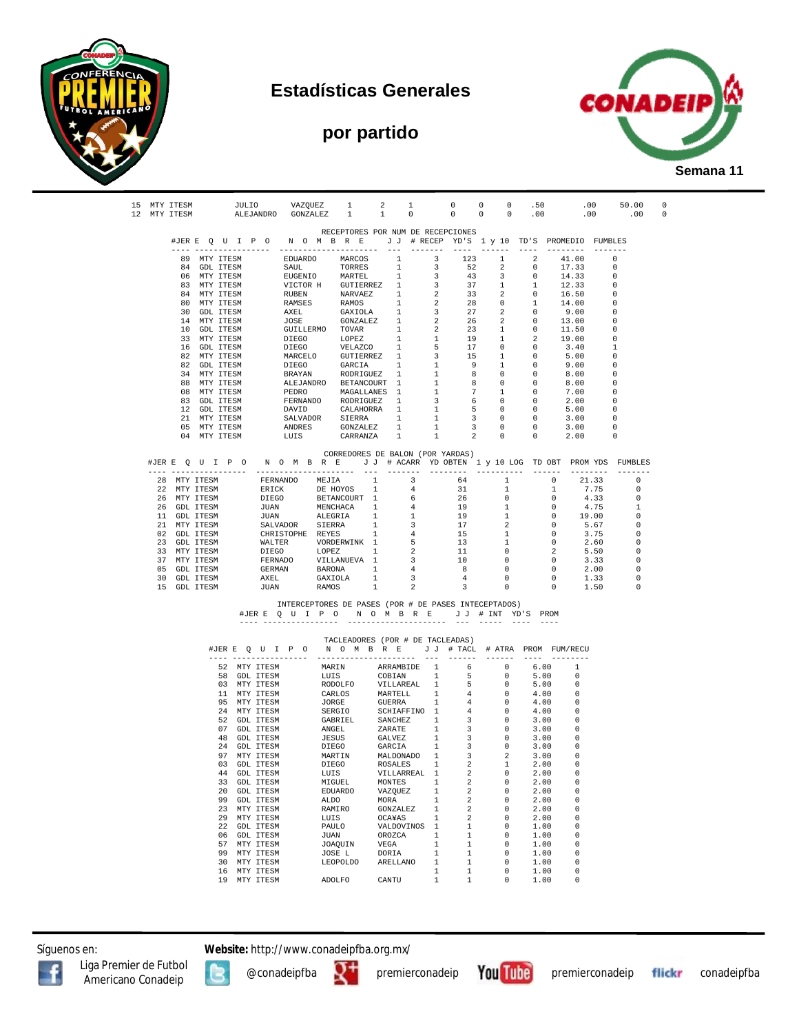# Estadísticas Generales

## por partido

Semana 11

| | | | | | | | | | | | | | |
|---|---|---|---|---|---|---|---|---|---|---|---|---|---|
| 15 | MTY ITESM | JULIO | VAZQUEZ | 1 | 2 | 1 | 0 | 0 | 0 | .50 | .00 | 50.00 | 0 |
| 12 | MTY ITESM | ALEJANDRO | GONZALEZ | 1 | 1 | 0 | 0 | 0 | 0 | .00 | .00 | .00 | 0 |

RECEPTORES POR NUM DE RECEPCIONES

| #JER | E Q U I P O | N O M B R E | | J J | # RECEP | YD'S | 1 y 10 | TD'S | PROMEDIO | FUMBLES |
|---|---|---|---|---|---|---|---|---|---|---|
| 89 | MTY ITESM | EDUARDO | MARCOS | 1 | 3 | 123 | 1 | 2 | 41.00 | 0 |
| 84 | GDL ITESM | SAUL | TORRES | 1 | 3 | 52 | 2 | 0 | 17.33 | 0 |
| 06 | MTY ITESM | EUGENIO | MARTEL | 1 | 3 | 43 | 3 | 0 | 14.33 | 0 |
| 83 | MTY ITESM | VICTOR H | GUTIERREZ | 1 | 3 | 37 | 1 | 1 | 12.33 | 0 |
| 84 | MTY ITESM | RUBEN | NARVAEZ | 1 | 2 | 33 | 2 | 0 | 16.50 | 0 |
| 80 | MTY ITESM | RAMSES | RAMOS | 1 | 2 | 28 | 0 | 1 | 14.00 | 0 |
| 30 | GDL ITESM | AXEL | GAXIOLA | 1 | 3 | 27 | 2 | 0 | 9.00 | 0 |
| 14 | MTY ITESM | JOSE | GONZALEZ | 1 | 2 | 26 | 2 | 0 | 13.00 | 0 |
| 10 | GDL ITESM | GUILLERMO | TOVAR | 1 | 2 | 23 | 1 | 0 | 11.50 | 0 |
| 33 | MTY ITESM | DIEGO | LOPEZ | 1 | 1 | 19 | 1 | 2 | 19.00 | 0 |
| 16 | GDL ITESM | DIEGO | VELAZCO | 1 | 5 | 17 | 0 | 0 | 3.40 | 1 |
| 82 | MTY ITESM | MARCELO | GUTIERREZ | 1 | 3 | 15 | 1 | 0 | 5.00 | 0 |
| 82 | GDL ITESM | DIEGO | GARCIA | 1 | 1 | 9 | 1 | 0 | 9.00 | 0 |
| 34 | MTY ITESM | BRAYAN | RODRIGUEZ | 1 | 1 | 8 | 0 | 0 | 8.00 | 0 |
| 88 | MTY ITESM | ALEJANDRO | BETANCOURT | 1 | 1 | 8 | 0 | 0 | 8.00 | 0 |
| 08 | MTY ITESM | PEDRO | MAGALLANES | 1 | 1 | 7 | 1 | 0 | 7.00 | 0 |
| 83 | GDL ITESM | FERNANDO | RODRIGUEZ | 1 | 3 | 6 | 0 | 0 | 2.00 | 0 |
| 12 | GDL ITESM | DAVID | CALAHORRA | 1 | 1 | 5 | 0 | 0 | 5.00 | 0 |
| 21 | MTY ITESM | SALVADOR | SIERRA | 1 | 1 | 3 | 0 | 0 | 3.00 | 0 |
| 05 | MTY ITESM | ANDRES | GONZALEZ | 1 | 1 | 3 | 0 | 0 | 3.00 | 0 |
| 04 | MTY ITESM | LUIS | CARRANZA | 1 | 1 | 2 | 0 | 0 | 2.00 | 0 |

CORREDORES DE BALON (POR YARDAS)

| #JER | E Q U I P O | N O M B R E | | J J | # ACARR | YD OBTEN | 1 y 10 LOG | TD OBT | PROM YDS | FUMBLES |
|---|---|---|---|---|---|---|---|---|---|---|
| 28 | MTY ITESM | FERNANDO | MEJIA | 1 | 3 | 64 | 1 | 0 | 21.33 | 0 |
| 22 | MTY ITESM | ERICK | DE HOYOS | 1 | 4 | 31 | 1 | 1 | 7.75 | 0 |
| 26 | MTY ITESM | DIEGO | BETANCOURT | 1 | 6 | 26 | 0 | 0 | 4.33 | 0 |
| 26 | GDL ITESM | JUAN | MENCHACA | 1 | 4 | 19 | 1 | 0 | 4.75 | 1 |
| 11 | GDL ITESM | JUAN | ALEGRIA | 1 | 1 | 19 | 1 | 0 | 19.00 | 0 |
| 21 | MTY ITESM | SALVADOR | SIERRA | 1 | 3 | 17 | 2 | 0 | 5.67 | 0 |
| 02 | GDL ITESM | CHRISTOPHE | REYES | 1 | 4 | 15 | 1 | 0 | 3.75 | 0 |
| 23 | GDL ITESM | WALTER | VORDERWINK | 1 | 5 | 13 | 1 | 0 | 2.60 | 0 |
| 33 | MTY ITESM | DIEGO | LOPEZ | 1 | 2 | 11 | 0 | 2 | 5.50 | 0 |
| 37 | MTY ITESM | FERNADO | VILLANUEVA | 1 | 3 | 10 | 0 | 0 | 3.33 | 0 |
| 05 | GDL ITESM | GERMAN | BARONA | 1 | 4 | 8 | 0 | 0 | 2.00 | 0 |
| 30 | GDL ITESM | AXEL | GAXIOLA | 1 | 3 | 4 | 0 | 0 | 1.33 | 0 |
| 15 | GDL ITESM | JUAN | RAMOS | 1 | 2 | 3 | 0 | 0 | 1.50 | 0 |

INTERCEPTORES DE PASES (POR # DE PASES INTECEPTADOS)

| #JER | E Q U I P O | N O M B R E | J J | # INT | YD'S | PROM |
|---|---|---|---|---|---|---|

TACLEADORES (POR # DE TACLEADAS)

| #JER | E Q U I P O | N O M B R E | | J J | # TACL | # ATRA | PROM | FUM/RECU |
|---|---|---|---|---|---|---|---|---|
| 52 | MTY ITESM | MARIN | ARRAMBIDE | 1 | 6 | 0 | 6.00 | 1 |
| 58 | GDL ITESM | LUIS | COBIAN | 1 | 5 | 0 | 5.00 | 0 |
| 03 | MTY ITESM | RODOLFO | VILLAREAL | 1 | 5 | 0 | 5.00 | 0 |
| 11 | MTY ITESM | CARLOS | MARTELL | 1 | 4 | 0 | 4.00 | 0 |
| 95 | MTY ITESM | JORGE | GUERRA | 1 | 4 | 0 | 4.00 | 0 |
| 24 | MTY ITESM | SERGIO | SCHIAFFINO | 1 | 4 | 0 | 4.00 | 0 |
| 52 | GDL ITESM | GABRIEL | SANCHEZ | 1 | 3 | 0 | 3.00 | 0 |
| 07 | GDL ITESM | ANGEL | ZARATE | 1 | 3 | 0 | 3.00 | 0 |
| 48 | GDL ITESM | JESUS | GALVEZ | 1 | 3 | 0 | 3.00 | 0 |
| 24 | GDL ITESM | DIEGO | GARCIA | 1 | 3 | 0 | 3.00 | 0 |
| 97 | MTY ITESM | MARTIN | MALDONADO | 1 | 3 | 2 | 3.00 | 0 |
| 03 | GDL ITESM | DIEGO | ROSALES | 1 | 2 | 1 | 2.00 | 0 |
| 44 | GDL ITESM | LUIS | VILLARREAL | 1 | 2 | 0 | 2.00 | 0 |
| 33 | GDL ITESM | MIGUEL | MONTES | 1 | 2 | 0 | 2.00 | 0 |
| 20 | GDL ITESM | EDUARDO | VAZQUEZ | 1 | 2 | 0 | 2.00 | 0 |
| 99 | GDL ITESM | ALDO | MORA | 1 | 2 | 0 | 2.00 | 0 |
| 23 | MTY ITESM | RAMIRO | GONZALEZ | 1 | 2 | 0 | 2.00 | 0 |
| 29 | MTY ITESM | LUIS | OCA¥AS | 1 | 2 | 0 | 2.00 | 0 |
| 22 | GDL ITESM | PAULO | VALDOVINOS | 1 | 1 | 0 | 1.00 | 0 |
| 06 | GDL ITESM | JUAN | OROZCA | 1 | 1 | 0 | 1.00 | 0 |
| 57 | MTY ITESM | JOAQUIN | VEGA | 1 | 1 | 0 | 1.00 | 0 |
| 99 | MTY ITESM | JOSE L | DORIA | 1 | 1 | 0 | 1.00 | 0 |
| 30 | MTY ITESM | LEOPOLDO | ARELLANO | 1 | 1 | 0 | 1.00 | 0 |
| 16 | MTY ITESM | | | 1 | 1 | 0 | 1.00 | 0 |
| 19 | MTY ITESM | ADOLFO | CANTU | 1 | 1 | 0 | 1.00 | 0 |

Síguenos en: **Website:** http://www.conadeipfba.org.mx/

Liga Premier de Futbol Americano Conadeip — @conadeipfba — premierconadeip — premierconadeip — conadeipfba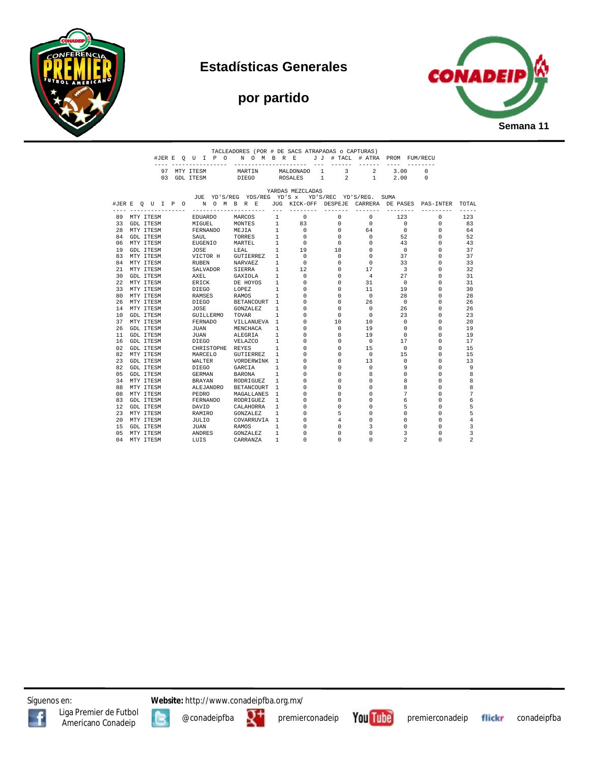# Estadísticas Generales

## por partido

Semana 11

TACLEADORES (POR # DE SACS ATRAPADAS o CAPTURAS)

| #JER | E Q U I P O | N O M B R E | | J J | # TACL | # ATRA | PROM | FUM/RECU |
|---|---|---|---|---|---|---|---|---|
| 97 | MTY ITESM | MARTIN | MALDONADO | 1 | 3 | 2 | 3.00 | 0 |
| 03 | GDL ITESM | DIEGO | ROSALES | 1 | 2 | 1 | 2.00 | 0 |

YARDAS MEZCLADAS

| #JER | E Q U I P O | N O M B R E | | JUE JUG | YD'S/REG KICK-OFF | YDS/REG DESPEJE | YD'S x CARRERA | YD'S/REC DE PASES | YD'S/REG. PAS-INTER | SUMA TOTAL |
|---|---|---|---|---|---|---|---|---|---|---|
| 89 | MTY ITESM | EDUARDO | MARCOS | 1 | 0 | 0 | 0 | 123 | 0 | 123 |
| 33 | GDL ITESM | MIGUEL | MONTES | 1 | 83 | 0 | 0 | 0 | 0 | 83 |
| 28 | MTY ITESM | FERNANDO | MEJIA | 1 | 0 | 0 | 64 | 0 | 0 | 64 |
| 84 | GDL ITESM | SAUL | TORRES | 1 | 0 | 0 | 0 | 52 | 0 | 52 |
| 06 | MTY ITESM | EUGENIO | MARTEL | 1 | 0 | 0 | 0 | 43 | 0 | 43 |
| 19 | GDL ITESM | JOSE | LEAL | 1 | 19 | 18 | 0 | 0 | 0 | 37 |
| 83 | MTY ITESM | VICTOR H | GUTIERREZ | 1 | 0 | 0 | 0 | 37 | 0 | 37 |
| 84 | MTY ITESM | RUBEN | NARVAEZ | 1 | 0 | 0 | 0 | 33 | 0 | 33 |
| 21 | MTY ITESM | SALVADOR | SIERRA | 1 | 12 | 0 | 17 | 3 | 0 | 32 |
| 30 | GDL ITESM | AXEL | GAXIOLA | 1 | 0 | 0 | 4 | 27 | 0 | 31 |
| 22 | MTY ITESM | ERICK | DE HOYOS | 1 | 0 | 0 | 31 | 0 | 0 | 31 |
| 33 | MTY ITESM | DIEGO | LOPEZ | 1 | 0 | 0 | 11 | 19 | 0 | 30 |
| 80 | MTY ITESM | RAMSES | RAMOS | 1 | 0 | 0 | 0 | 28 | 0 | 28 |
| 26 | MTY ITESM | DIEGO | BETANCOURT | 1 | 0 | 0 | 26 | 0 | 0 | 26 |
| 14 | MTY ITESM | JOSE | GONZALEZ | 1 | 0 | 0 | 0 | 26 | 0 | 26 |
| 10 | GDL ITESM | GUILLERMO | TOVAR | 1 | 0 | 0 | 0 | 23 | 0 | 23 |
| 37 | MTY ITESM | FERNADO | VILLANUEVA | 1 | 0 | 10 | 10 | 0 | 0 | 20 |
| 26 | GDL ITESM | JUAN | MENCHACA | 1 | 0 | 0 | 19 | 0 | 0 | 19 |
| 11 | GDL ITESM | JUAN | ALEGRIA | 1 | 0 | 0 | 19 | 0 | 0 | 19 |
| 16 | GDL ITESM | DIEGO | VELAZCO | 1 | 0 | 0 | 0 | 17 | 0 | 17 |
| 02 | GDL ITESM | CHRISTOPHE | REYES | 1 | 0 | 0 | 15 | 0 | 0 | 15 |
| 82 | MTY ITESM | MARCELO | GUTIERREZ | 1 | 0 | 0 | 0 | 15 | 0 | 15 |
| 23 | GDL ITESM | WALTER | VORDERWINK | 1 | 0 | 0 | 13 | 0 | 0 | 13 |
| 82 | GDL ITESM | DIEGO | GARCIA | 1 | 0 | 0 | 0 | 9 | 0 | 9 |
| 05 | GDL ITESM | GERMAN | BARONA | 1 | 0 | 0 | 8 | 0 | 0 | 8 |
| 34 | MTY ITESM | BRAYAN | RODRIGUEZ | 1 | 0 | 0 | 0 | 8 | 0 | 8 |
| 88 | MTY ITESM | ALEJANDRO | BETANCOURT | 1 | 0 | 0 | 0 | 8 | 0 | 8 |
| 08 | MTY ITESM | PEDRO | MAGALLANES | 1 | 0 | 0 | 0 | 7 | 0 | 7 |
| 83 | GDL ITESM | FERNANDO | RODRIGUEZ | 1 | 0 | 0 | 0 | 6 | 0 | 6 |
| 12 | GDL ITESM | DAVID | CALAHORRA | 1 | 0 | 0 | 0 | 5 | 0 | 5 |
| 23 | MTY ITESM | RAMIRO | GONZALEZ | 1 | 0 | 5 | 0 | 0 | 0 | 5 |
| 20 | MTY ITESM | JULIO | COVARRUVIA | 1 | 0 | 4 | 0 | 0 | 0 | 4 |
| 15 | GDL ITESM | JUAN | RAMOS | 1 | 0 | 0 | 3 | 0 | 0 | 3 |
| 05 | MTY ITESM | ANDRES | GONZALEZ | 1 | 0 | 0 | 0 | 3 | 0 | 3 |
| 04 | MTY ITESM | LUIS | CARRANZA | 1 | 0 | 0 | 0 | 2 | 0 | 2 |

Síguenos en: Liga Premier de Futbol Americano Conadeip

**Website:** http://www.conadeipfba.org.mx/

@conadeipfba premierconadeip premierconadeip conadeipfba